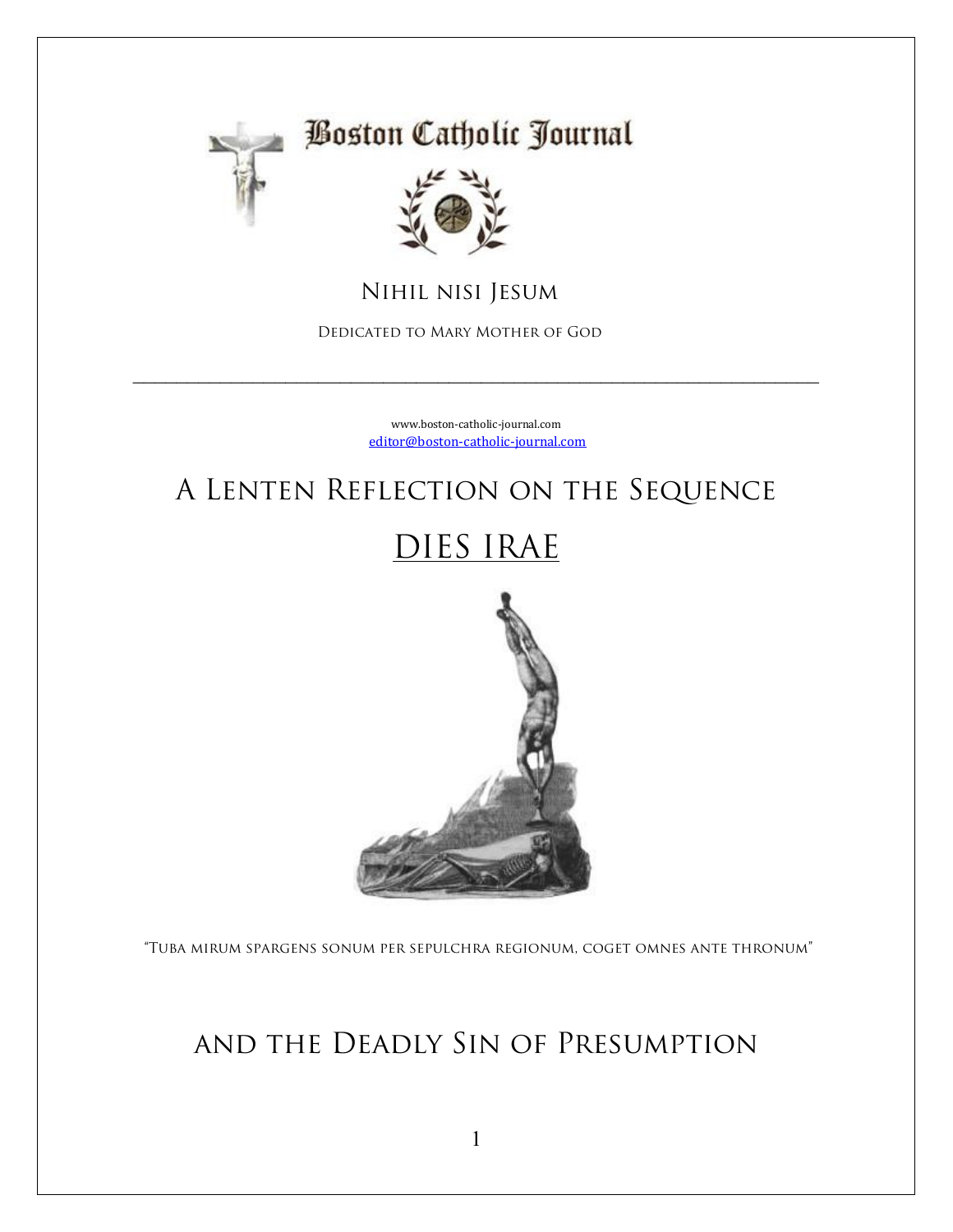# Boston Catholic Journal

Nihil nisi Jesum

Dedicated to Mary Mother of God

---

www.boston-catholic-journal.com
editor@boston-catholic-journal.com

# A Lenten Reflection on the Sequence

# DIES IRAE

"Tuba mirum spargens sonum per sepulchra regionum, coget omnes ante thronum"

## and the Deadly Sin of Presumption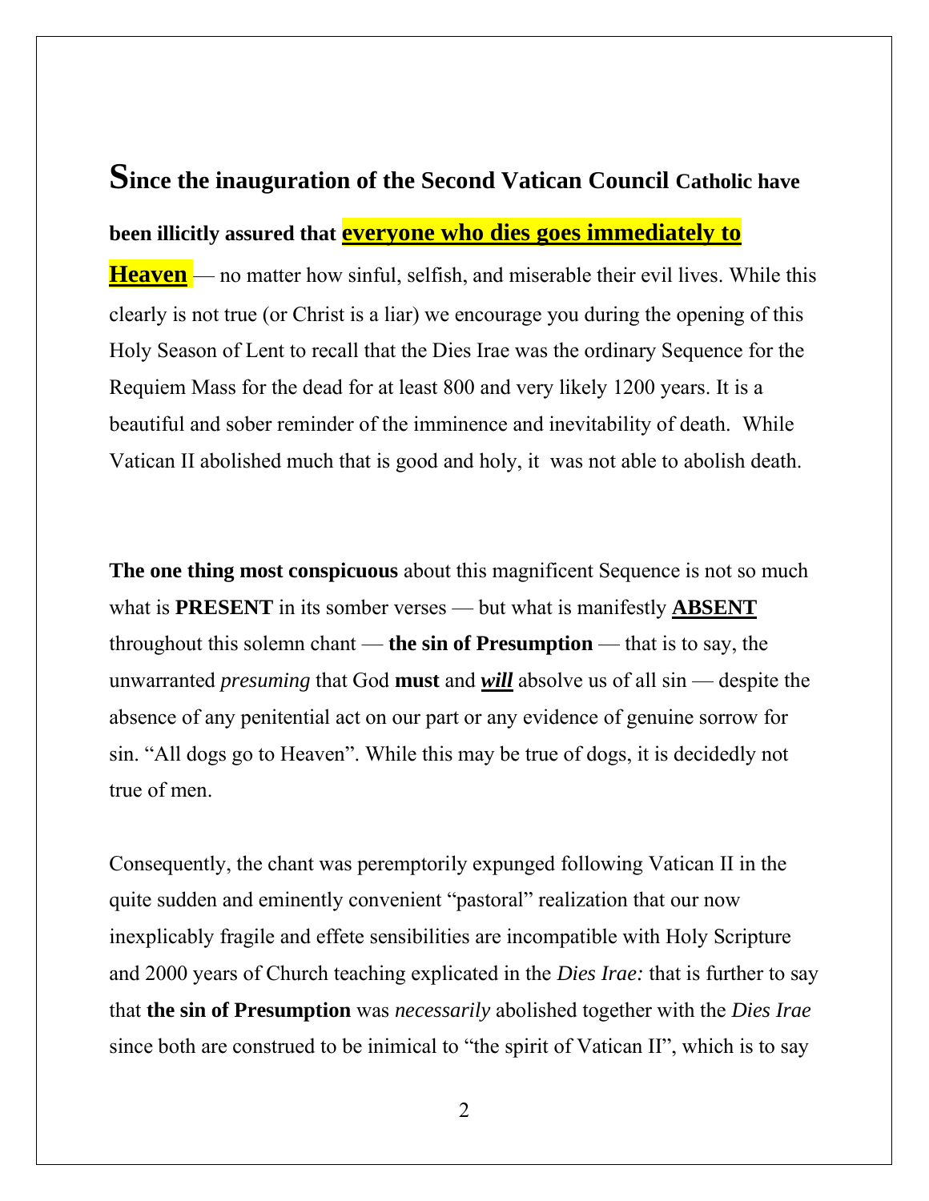**Since the inauguration of the Second Vatican Council Catholic have been illicitly assured that <u>everyone who dies goes immediately to Heaven</u>** — no matter how sinful, selfish, and miserable their evil lives. While this clearly is not true (or Christ is a liar) we encourage you during the opening of this Holy Season of Lent to recall that the Dies Irae was the ordinary Sequence for the Requiem Mass for the dead for at least 800 and very likely 1200 years. It is a beautiful and sober reminder of the imminence and inevitability of death. While Vatican II abolished much that is good and holy, it was not able to abolish death.

**The one thing most conspicuous** about this magnificent Sequence is not so much what is **PRESENT** in its somber verses — but what is manifestly **<u>ABSENT</u>** throughout this solemn chant — **the sin of Presumption** — that is to say, the unwarranted *presuming* that God **must** and ***<u>will</u>*** absolve us of all sin — despite the absence of any penitential act on our part or any evidence of genuine sorrow for sin. "All dogs go to Heaven". While this may be true of dogs, it is decidedly not true of men.

Consequently, the chant was peremptorily expunged following Vatican II in the quite sudden and eminently convenient "pastoral" realization that our now inexplicably fragile and effete sensibilities are incompatible with Holy Scripture and 2000 years of Church teaching explicated in the *Dies Irae:* that is further to say that **the sin of Presumption** was *necessarily* abolished together with the *Dies Irae* since both are construed to be inimical to "the spirit of Vatican II", which is to say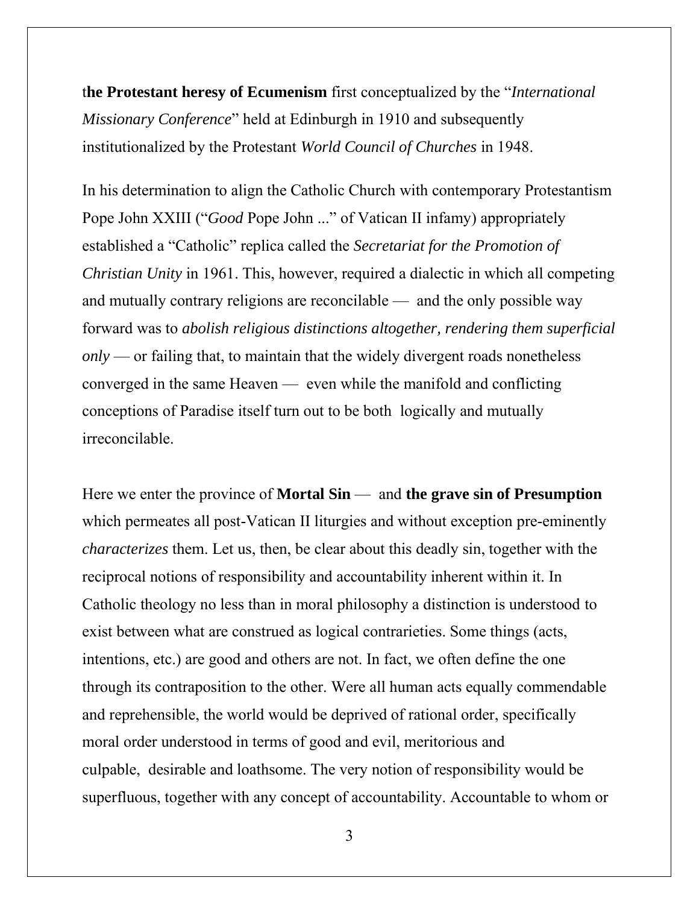t**he Protestant heresy of Ecumenism** first conceptualized by the "*International Missionary Conference*" held at Edinburgh in 1910 and subsequently institutionalized by the Protestant *World Council of Churches* in 1948.

In his determination to align the Catholic Church with contemporary Protestantism Pope John XXIII ("*Good* Pope John ..." of Vatican II infamy) appropriately established a "Catholic" replica called the *Secretariat for the Promotion of Christian Unity* in 1961. This, however, required a dialectic in which all competing and mutually contrary religions are reconcilable — and the only possible way forward was to *abolish religious distinctions altogether, rendering them superficial only* — or failing that, to maintain that the widely divergent roads nonetheless converged in the same Heaven — even while the manifold and conflicting conceptions of Paradise itself turn out to be both logically and mutually irreconcilable.

Here we enter the province of **Mortal Sin** — and **the grave sin of Presumption** which permeates all post-Vatican II liturgies and without exception pre-eminently *characterizes* them. Let us, then, be clear about this deadly sin, together with the reciprocal notions of responsibility and accountability inherent within it. In Catholic theology no less than in moral philosophy a distinction is understood to exist between what are construed as logical contrarieties. Some things (acts, intentions, etc.) are good and others are not. In fact, we often define the one through its contraposition to the other. Were all human acts equally commendable and reprehensible, the world would be deprived of rational order, specifically moral order understood in terms of good and evil, meritorious and culpable, desirable and loathsome. The very notion of responsibility would be superfluous, together with any concept of accountability. Accountable to whom or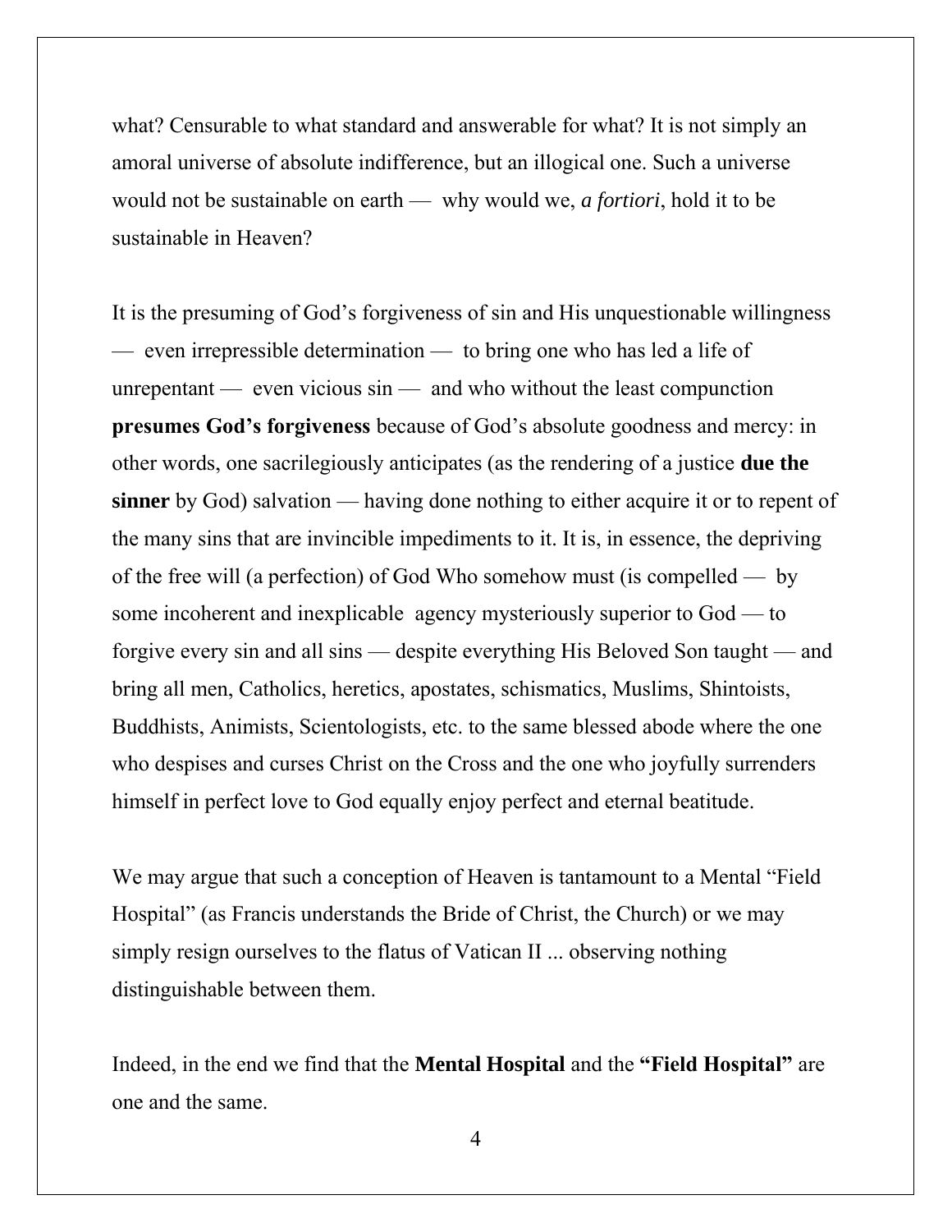what? Censurable to what standard and answerable for what? It is not simply an amoral universe of absolute indifference, but an illogical one. Such a universe would not be sustainable on earth — why would we, *a fortiori*, hold it to be sustainable in Heaven?

It is the presuming of God's forgiveness of sin and His unquestionable willingness — even irrepressible determination — to bring one who has led a life of unrepentant — even vicious sin — and who without the least compunction **presumes God's forgiveness** because of God's absolute goodness and mercy: in other words, one sacrilegiously anticipates (as the rendering of a justice **due the sinner** by God) salvation — having done nothing to either acquire it or to repent of the many sins that are invincible impediments to it. It is, in essence, the depriving of the free will (a perfection) of God Who somehow must (is compelled — by some incoherent and inexplicable agency mysteriously superior to God — to forgive every sin and all sins — despite everything His Beloved Son taught — and bring all men, Catholics, heretics, apostates, schismatics, Muslims, Shintoists, Buddhists, Animists, Scientologists, etc. to the same blessed abode where the one who despises and curses Christ on the Cross and the one who joyfully surrenders himself in perfect love to God equally enjoy perfect and eternal beatitude.

We may argue that such a conception of Heaven is tantamount to a Mental "Field Hospital" (as Francis understands the Bride of Christ, the Church) or we may simply resign ourselves to the flatus of Vatican II ... observing nothing distinguishable between them.

Indeed, in the end we find that the **Mental Hospital** and the **"Field Hospital"** are one and the same.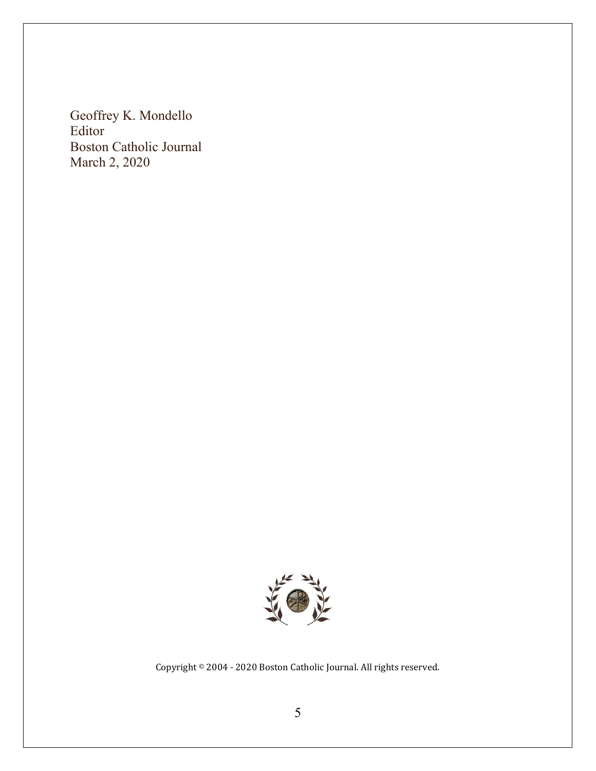Geoffrey K. Mondello
Editor
Boston Catholic Journal
March 2, 2020

Copyright © 2004 - 2020 Boston Catholic Journal. All rights reserved.